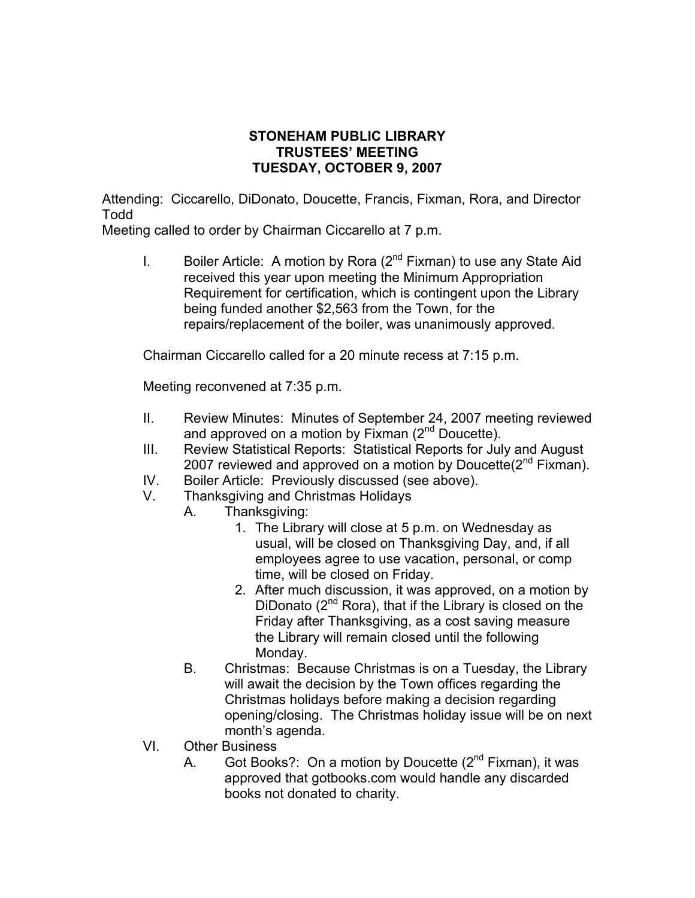# STONEHAM PUBLIC LIBRARY
## TRUSTEES' MEETING
## TUESDAY, OCTOBER 9, 2007

Attending: Ciccarello, DiDonato, Doucette, Francis, Fixman, Rora, and Director Todd

Meeting called to order by Chairman Ciccarello at 7 p.m.

I. Boiler Article: A motion by Rora (2nd Fixman) to use any State Aid received this year upon meeting the Minimum Appropriation Requirement for certification, which is contingent upon the Library being funded another $2,563 from the Town, for the repairs/replacement of the boiler, was unanimously approved.

Chairman Ciccarello called for a 20 minute recess at 7:15 p.m.

Meeting reconvened at 7:35 p.m.

II. Review Minutes: Minutes of September 24, 2007 meeting reviewed and approved on a motion by Fixman (2nd Doucette).

III. Review Statistical Reports: Statistical Reports for July and August 2007 reviewed and approved on a motion by Doucette(2nd Fixman).

IV. Boiler Article: Previously discussed (see above).

V. Thanksgiving and Christmas Holidays
   - A. Thanksgiving:
     1. The Library will close at 5 p.m. on Wednesday as usual, will be closed on Thanksgiving Day, and, if all employees agree to use vacation, personal, or comp time, will be closed on Friday.
     2. After much discussion, it was approved, on a motion by DiDonato (2nd Rora), that if the Library is closed on the Friday after Thanksgiving, as a cost saving measure the Library will remain closed until the following Monday.
   - B. Christmas: Because Christmas is on a Tuesday, the Library will await the decision by the Town offices regarding the Christmas holidays before making a decision regarding opening/closing. The Christmas holiday issue will be on next month's agenda.

VI. Other Business
   - A. Got Books?: On a motion by Doucette (2nd Fixman), it was approved that gotbooks.com would handle any discarded books not donated to charity.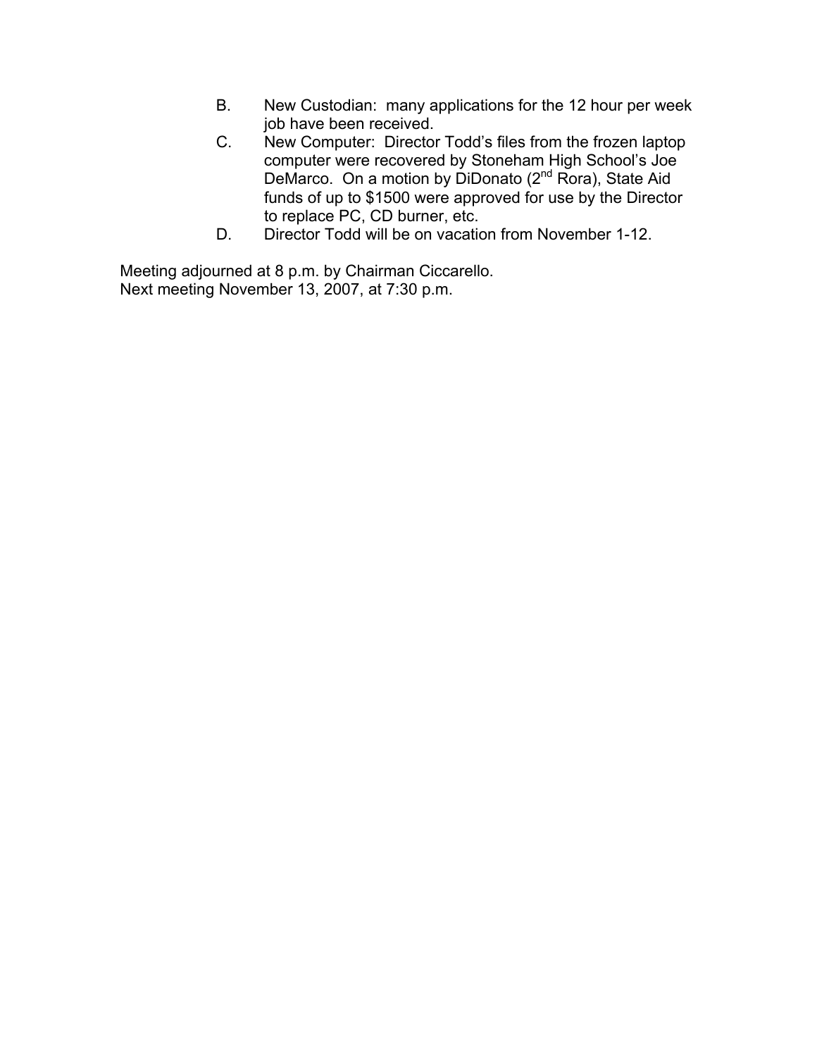B. New Custodian: many applications for the 12 hour per week job have been received.

C. New Computer: Director Todd's files from the frozen laptop computer were recovered by Stoneham High School's Joe DeMarco. On a motion by DiDonato (2nd Rora), State Aid funds of up to $1500 were approved for use by the Director to replace PC, CD burner, etc.

D. Director Todd will be on vacation from November 1-12.

Meeting adjourned at 8 p.m. by Chairman Ciccarello.
Next meeting November 13, 2007, at 7:30 p.m.